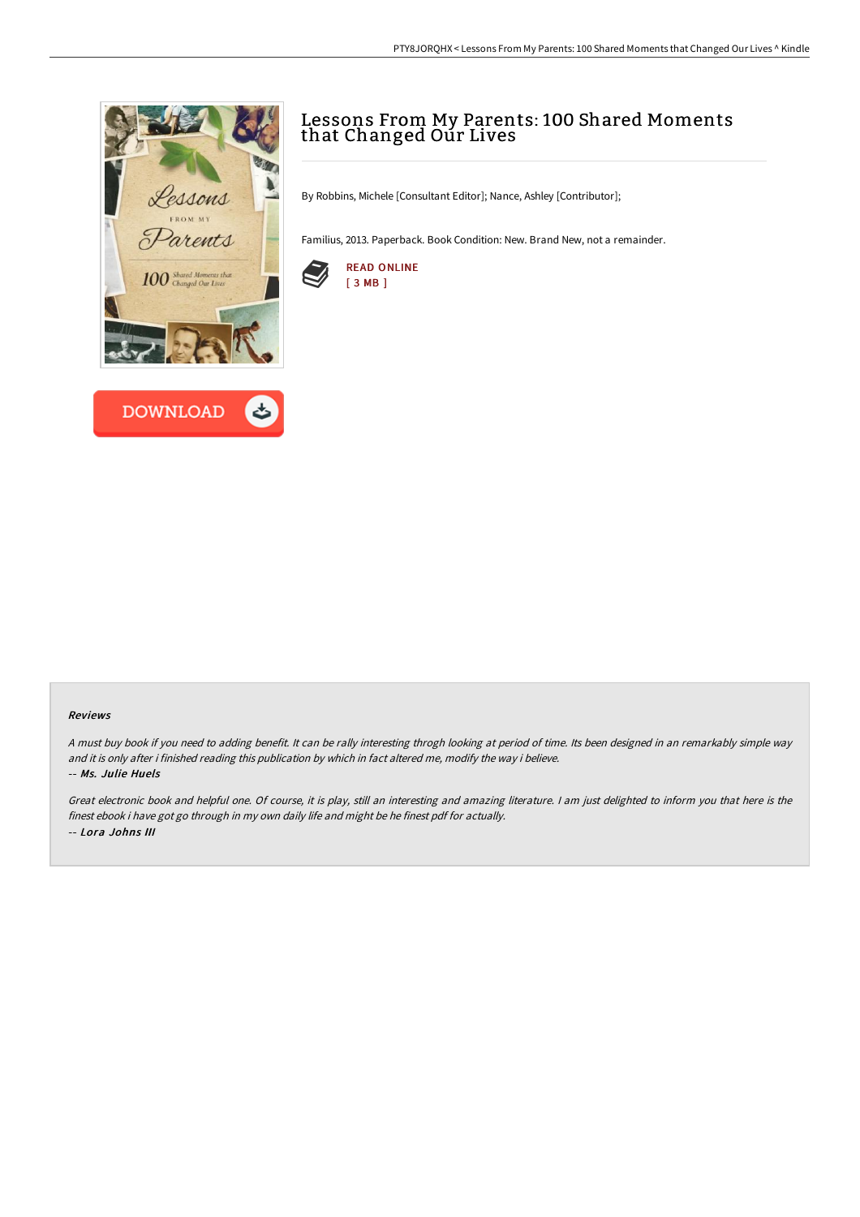# Lessons From My Parents: 100 Shared Moments that Changed Our Lives

By Robbins, Michele [Consultant Editor]; Nance, Ashley [Contributor];

Familius, 2013. Paperback. Book Condition: New. Brand New, not a remainder.

READ ONLINE
[ 3 MB ]

### Reviews

*A must buy book if you need to adding benefit. It can be rally interesting throgh looking at period of time. Its been designed in an remarkably simple way and it is only after i finished reading this publication by which in fact altered me, modify the way i believe.*

-- ***Ms. Julie Huels***

*Great electronic book and helpful one. Of course, it is play, still an interesting and amazing literature. I am just delighted to inform you that here is the finest ebook i have got go through in my own daily life and might be he finest pdf for actually.*

-- ***Lora Johns III***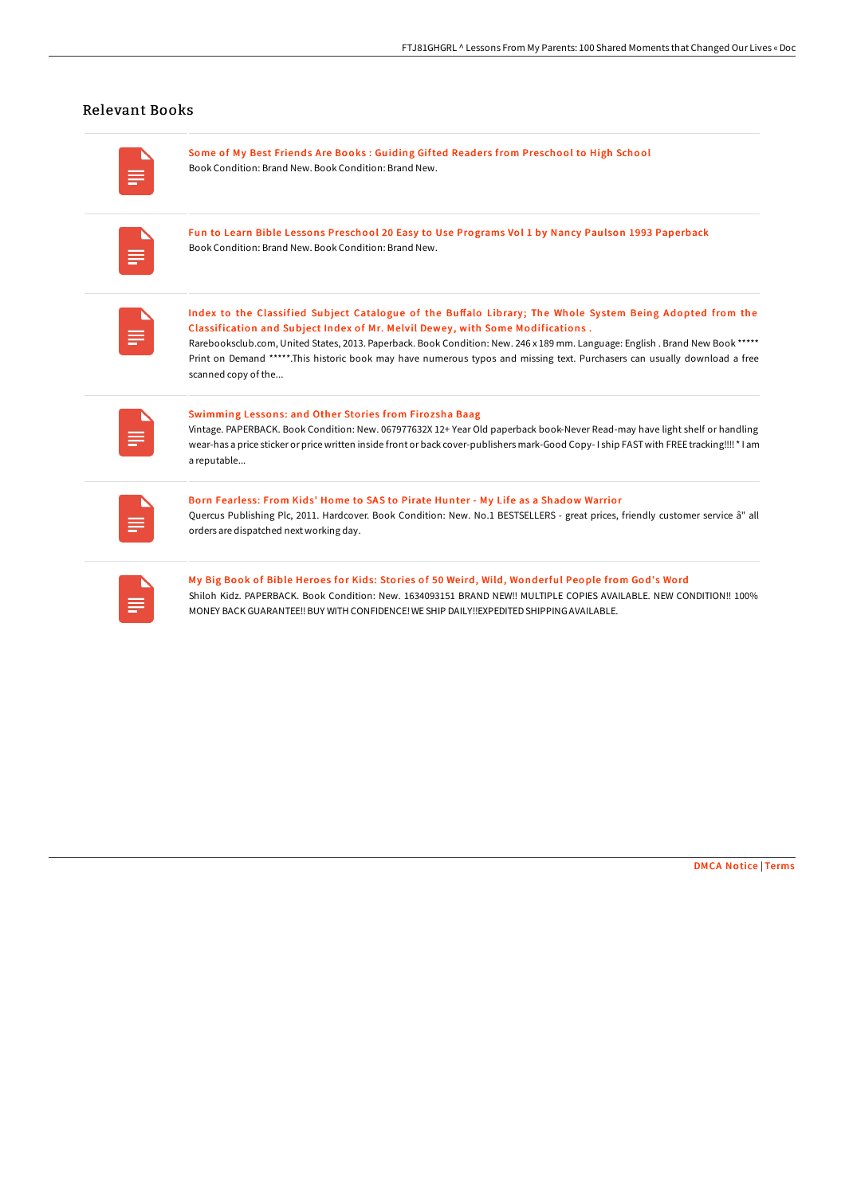## Relevant Books

**Some of My Best Friends Are Books : Guiding Gifted Readers from Preschool to High School**
Book Condition: Brand New. Book Condition: Brand New.

**Fun to Learn Bible Lessons Preschool 20 Easy to Use Programs Vol 1 by Nancy Paulson 1993 Paperback**
Book Condition: Brand New. Book Condition: Brand New.

**Index to the Classified Subject Catalogue of the Buffalo Library; The Whole System Being Adopted from the Classification and Subject Index of Mr. Melvil Dewey, with Some Modifications .**
Rarebooksclub.com, United States, 2013. Paperback. Book Condition: New. 246 x 189 mm. Language: English . Brand New Book ***** Print on Demand *****.This historic book may have numerous typos and missing text. Purchasers can usually download a free scanned copy of the...

**Swimming Lessons: and Other Stories from Firozsha Baag**
Vintage. PAPERBACK. Book Condition: New. 067977632X 12+ Year Old paperback book-Never Read-may have light shelf or handling wear-has a price sticker or price written inside front or back cover-publishers mark-Good Copy- I ship FAST with FREE tracking!!!! * I am a reputable...

**Born Fearless: From Kids' Home to SAS to Pirate Hunter - My Life as a Shadow Warrior**
Quercus Publishing Plc, 2011. Hardcover. Book Condition: New. No.1 BESTSELLERS - great prices, friendly customer service â" all orders are dispatched next working day.

**My Big Book of Bible Heroes for Kids: Stories of 50 Weird, Wild, Wonderful People from God's Word**
Shiloh Kidz. PAPERBACK. Book Condition: New. 1634093151 BRAND NEW!! MULTIPLE COPIES AVAILABLE. NEW CONDITION!! 100% MONEY BACK GUARANTEE!! BUY WITH CONFIDENCE! WE SHIP DAILY!!EXPEDITED SHIPPING AVAILABLE.